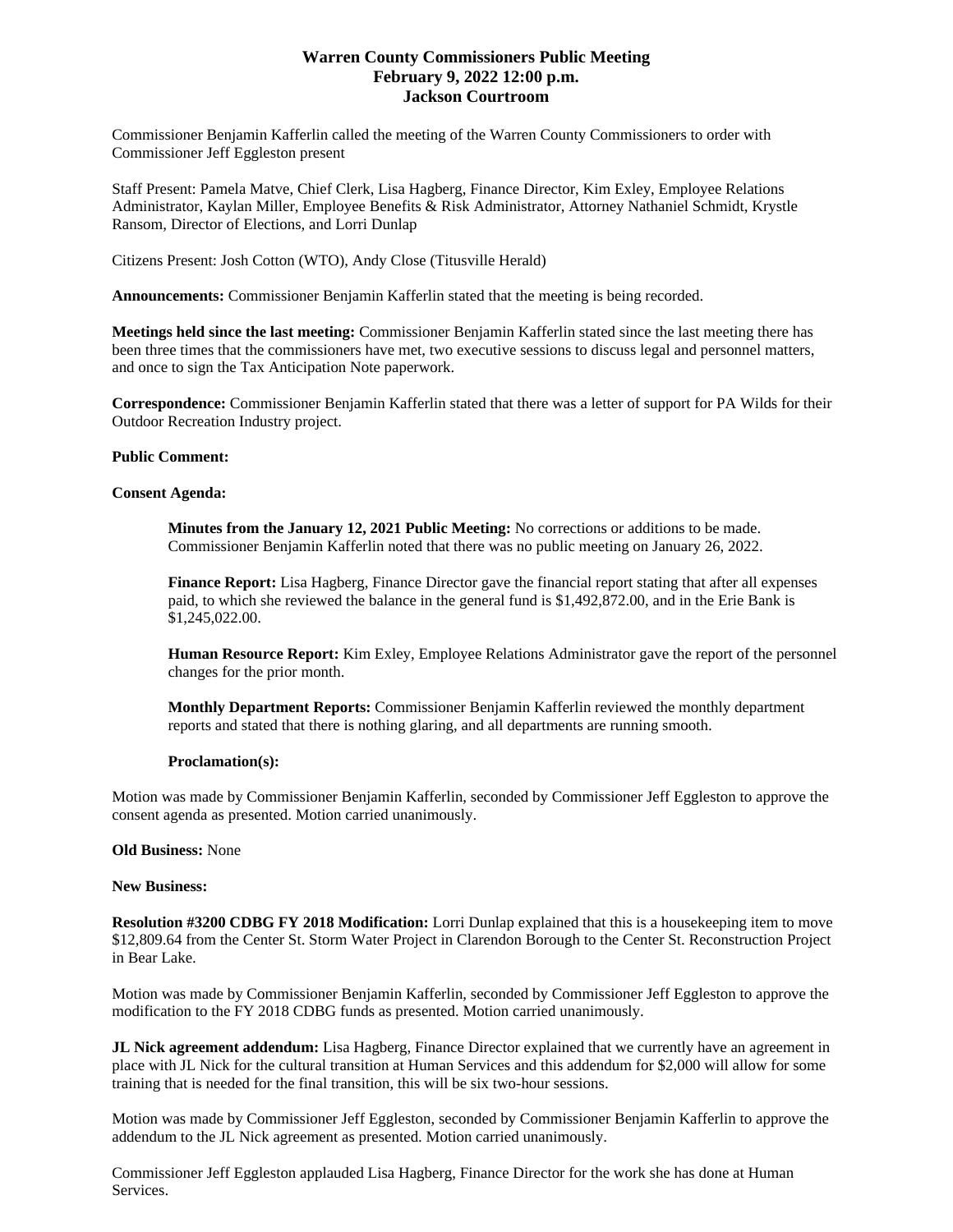# Warren County Commissioners Public Meeting
## February 9, 2022 12:00 p.m.
## Jackson Courtroom

Commissioner Benjamin Kafferlin called the meeting of the Warren County Commissioners to order with Commissioner Jeff Eggleston present

Staff Present: Pamela Matve, Chief Clerk, Lisa Hagberg, Finance Director, Kim Exley, Employee Relations Administrator, Kaylan Miller, Employee Benefits & Risk Administrator, Attorney Nathaniel Schmidt, Krystle Ransom, Director of Elections, and Lorri Dunlap

Citizens Present: Josh Cotton (WTO), Andy Close (Titusville Herald)

**Announcements:** Commissioner Benjamin Kafferlin stated that the meeting is being recorded.

**Meetings held since the last meeting:** Commissioner Benjamin Kafferlin stated since the last meeting there has been three times that the commissioners have met, two executive sessions to discuss legal and personnel matters, and once to sign the Tax Anticipation Note paperwork.

**Correspondence:** Commissioner Benjamin Kafferlin stated that there was a letter of support for PA Wilds for their Outdoor Recreation Industry project.

**Public Comment:**

**Consent Agenda:**

> **Minutes from the January 12, 2021 Public Meeting:** No corrections or additions to be made. Commissioner Benjamin Kafferlin noted that there was no public meeting on January 26, 2022.
>
> **Finance Report:** Lisa Hagberg, Finance Director gave the financial report stating that after all expenses paid, to which she reviewed the balance in the general fund is $1,492,872.00, and in the Erie Bank is $1,245,022.00.
>
> **Human Resource Report:** Kim Exley, Employee Relations Administrator gave the report of the personnel changes for the prior month.
>
> **Monthly Department Reports:** Commissioner Benjamin Kafferlin reviewed the monthly department reports and stated that there is nothing glaring, and all departments are running smooth.
>
> **Proclamation(s):**

Motion was made by Commissioner Benjamin Kafferlin, seconded by Commissioner Jeff Eggleston to approve the consent agenda as presented. Motion carried unanimously.

**Old Business:** None

**New Business:**

**Resolution #3200 CDBG FY 2018 Modification:** Lorri Dunlap explained that this is a housekeeping item to move $12,809.64 from the Center St. Storm Water Project in Clarendon Borough to the Center St. Reconstruction Project in Bear Lake.

Motion was made by Commissioner Benjamin Kafferlin, seconded by Commissioner Jeff Eggleston to approve the modification to the FY 2018 CDBG funds as presented. Motion carried unanimously.

**JL Nick agreement addendum:** Lisa Hagberg, Finance Director explained that we currently have an agreement in place with JL Nick for the cultural transition at Human Services and this addendum for $2,000 will allow for some training that is needed for the final transition, this will be six two-hour sessions.

Motion was made by Commissioner Jeff Eggleston, seconded by Commissioner Benjamin Kafferlin to approve the addendum to the JL Nick agreement as presented. Motion carried unanimously.

Commissioner Jeff Eggleston applauded Lisa Hagberg, Finance Director for the work she has done at Human Services.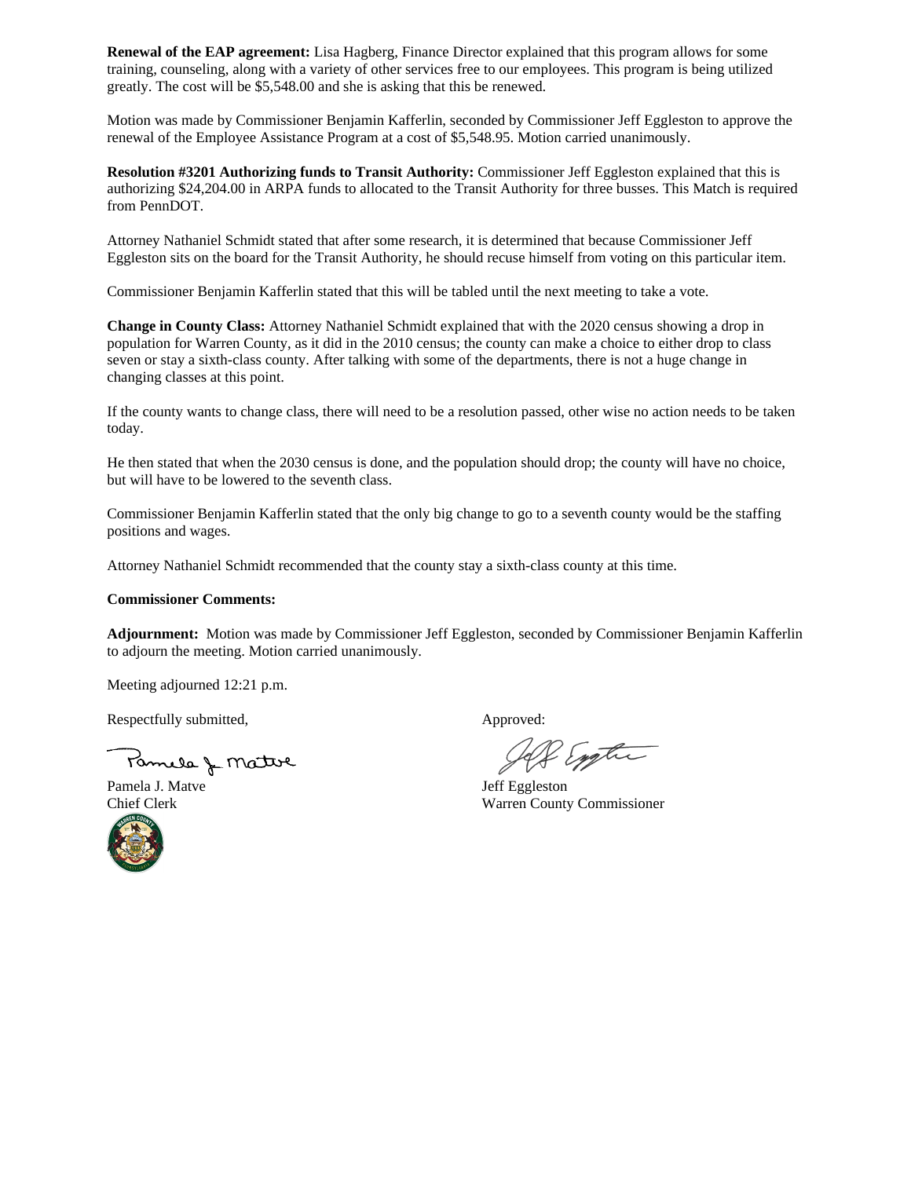**Renewal of the EAP agreement:** Lisa Hagberg, Finance Director explained that this program allows for some training, counseling, along with a variety of other services free to our employees. This program is being utilized greatly. The cost will be $5,548.00 and she is asking that this be renewed.

Motion was made by Commissioner Benjamin Kafferlin, seconded by Commissioner Jeff Eggleston to approve the renewal of the Employee Assistance Program at a cost of $5,548.95. Motion carried unanimously.

**Resolution #3201 Authorizing funds to Transit Authority:** Commissioner Jeff Eggleston explained that this is authorizing $24,204.00 in ARPA funds to allocated to the Transit Authority for three busses. This Match is required from PennDOT.

Attorney Nathaniel Schmidt stated that after some research, it is determined that because Commissioner Jeff Eggleston sits on the board for the Transit Authority, he should recuse himself from voting on this particular item.

Commissioner Benjamin Kafferlin stated that this will be tabled until the next meeting to take a vote.

**Change in County Class:** Attorney Nathaniel Schmidt explained that with the 2020 census showing a drop in population for Warren County, as it did in the 2010 census; the county can make a choice to either drop to class seven or stay a sixth-class county. After talking with some of the departments, there is not a huge change in changing classes at this point.

If the county wants to change class, there will need to be a resolution passed, other wise no action needs to be taken today.

He then stated that when the 2030 census is done, and the population should drop; the county will have no choice, but will have to be lowered to the seventh class.

Commissioner Benjamin Kafferlin stated that the only big change to go to a seventh county would be the staffing positions and wages.

Attorney Nathaniel Schmidt recommended that the county stay a sixth-class county at this time.

**Commissioner Comments:**

**Adjournment:** Motion was made by Commissioner Jeff Eggleston, seconded by Commissioner Benjamin Kafferlin to adjourn the meeting. Motion carried unanimously.

Meeting adjourned 12:21 p.m.

Respectfully submitted,

Pamela J. Matve
Chief Clerk

Approved:

Jeff Eggleston
Warren County Commissioner